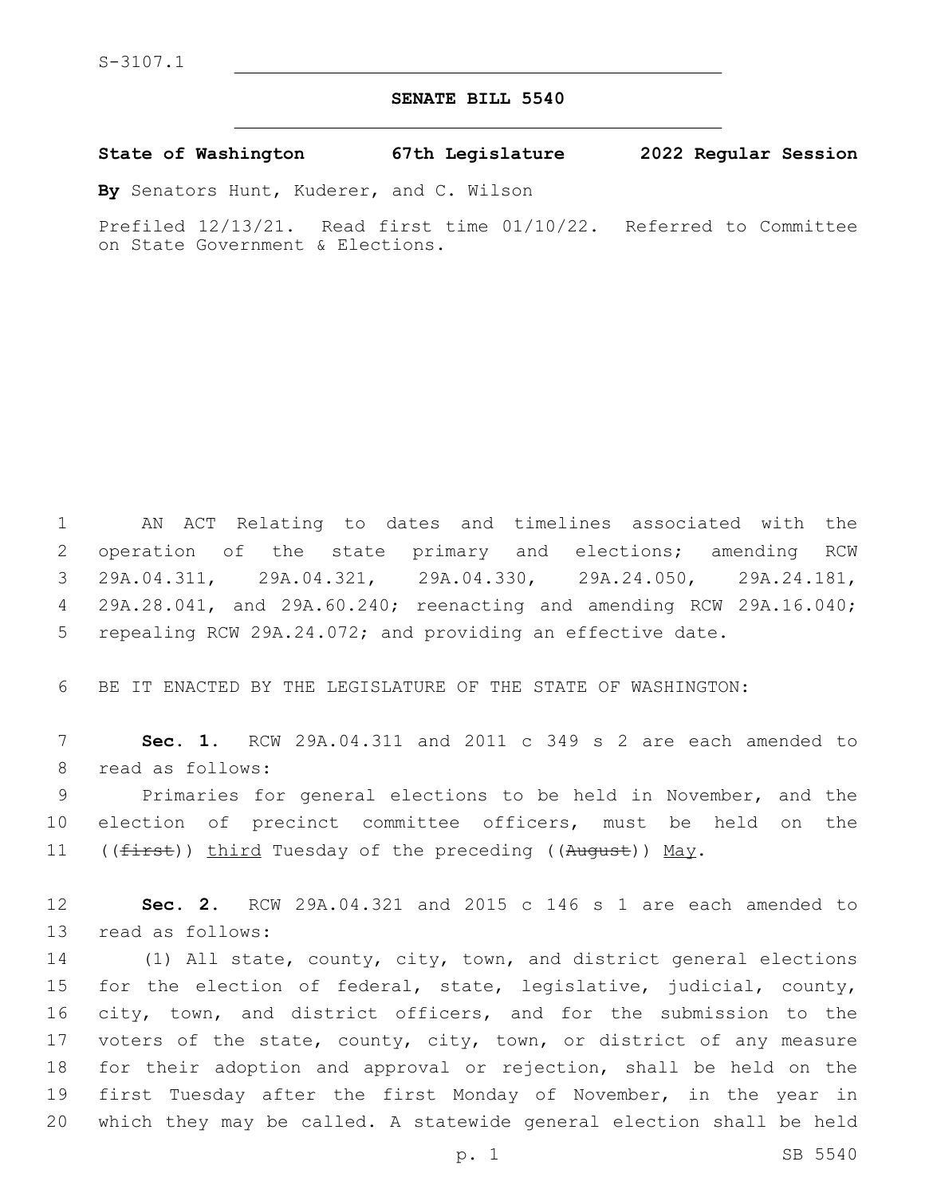S-3107.1

## SENATE BILL 5540

**State of Washington 67th Legislature 2022 Regular Session**

**By** Senators Hunt, Kuderer, and C. Wilson

Prefiled 12/13/21. Read first time 01/10/22. Referred to Committee on State Government & Elections.

1 AN ACT Relating to dates and timelines associated with the 2 operation of the state primary and elections; amending RCW 3 29A.04.311, 29A.04.321, 29A.04.330, 29A.24.050, 29A.24.181, 4 29A.28.041, and 29A.60.240; reenacting and amending RCW 29A.16.040; 5 repealing RCW 29A.24.072; and providing an effective date.

6 BE IT ENACTED BY THE LEGISLATURE OF THE STATE OF WASHINGTON:

7 **Sec. 1.** RCW 29A.04.311 and 2011 c 349 s 2 are each amended to 8 read as follows:

9 Primaries for general elections to be held in November, and the 10 election of precinct committee officers, must be held on the 11 ((~~first~~)) <u>third</u> Tuesday of the preceding ((~~August~~)) <u>May</u>.

12 **Sec. 2.** RCW 29A.04.321 and 2015 c 146 s 1 are each amended to 13 read as follows:

14 (1) All state, county, city, town, and district general elections 15 for the election of federal, state, legislative, judicial, county, 16 city, town, and district officers, and for the submission to the 17 voters of the state, county, city, town, or district of any measure 18 for their adoption and approval or rejection, shall be held on the 19 first Tuesday after the first Monday of November, in the year in 20 which they may be called. A statewide general election shall be held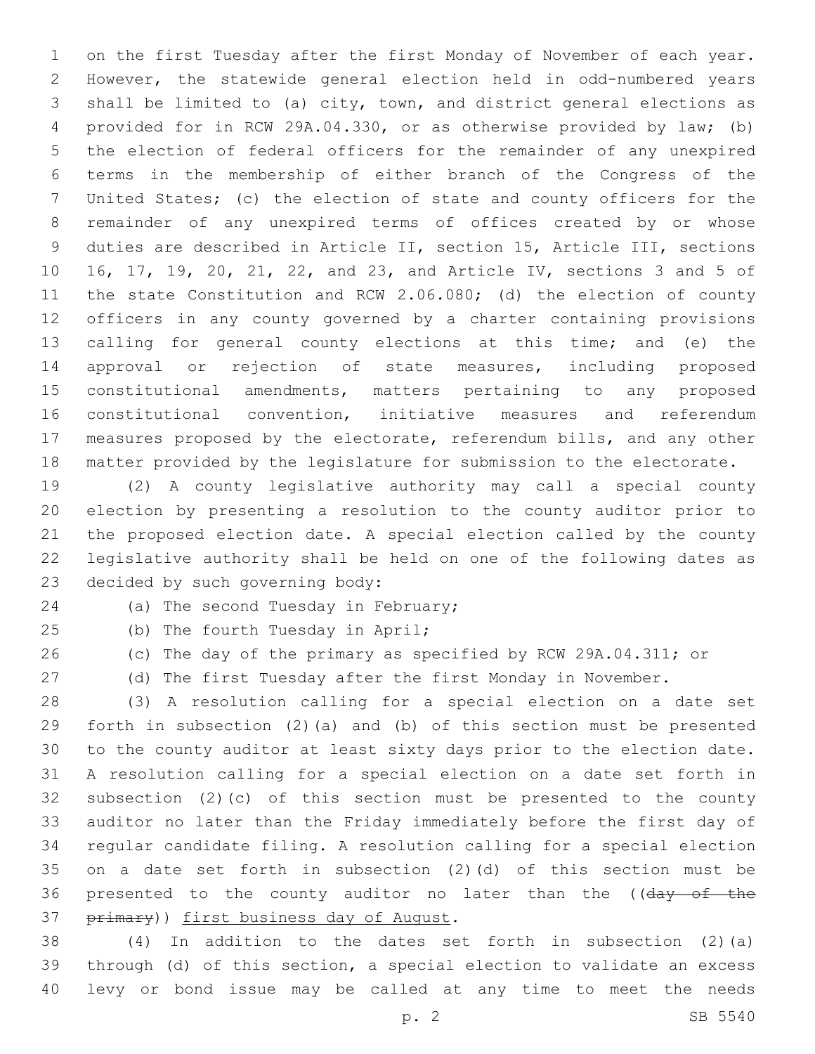on the first Tuesday after the first Monday of November of each year. However, the statewide general election held in odd-numbered years shall be limited to (a) city, town, and district general elections as provided for in RCW 29A.04.330, or as otherwise provided by law; (b) the election of federal officers for the remainder of any unexpired terms in the membership of either branch of the Congress of the United States; (c) the election of state and county officers for the remainder of any unexpired terms of offices created by or whose duties are described in Article II, section 15, Article III, sections 16, 17, 19, 20, 21, 22, and 23, and Article IV, sections 3 and 5 of the state Constitution and RCW 2.06.080; (d) the election of county officers in any county governed by a charter containing provisions calling for general county elections at this time; and (e) the approval or rejection of state measures, including proposed constitutional amendments, matters pertaining to any proposed constitutional convention, initiative measures and referendum measures proposed by the electorate, referendum bills, and any other matter provided by the legislature for submission to the electorate.

(2) A county legislative authority may call a special county election by presenting a resolution to the county auditor prior to the proposed election date. A special election called by the county legislative authority shall be held on one of the following dates as decided by such governing body:

(a) The second Tuesday in February;

(b) The fourth Tuesday in April;

(c) The day of the primary as specified by RCW 29A.04.311; or

(d) The first Tuesday after the first Monday in November.

(3) A resolution calling for a special election on a date set forth in subsection (2)(a) and (b) of this section must be presented to the county auditor at least sixty days prior to the election date. A resolution calling for a special election on a date set forth in subsection (2)(c) of this section must be presented to the county auditor no later than the Friday immediately before the first day of regular candidate filing. A resolution calling for a special election on a date set forth in subsection (2)(d) of this section must be presented to the county auditor no later than the ((~~day of the primary~~)) <u>first business day of August</u>.

(4) In addition to the dates set forth in subsection (2)(a) through (d) of this section, a special election to validate an excess levy or bond issue may be called at any time to meet the needs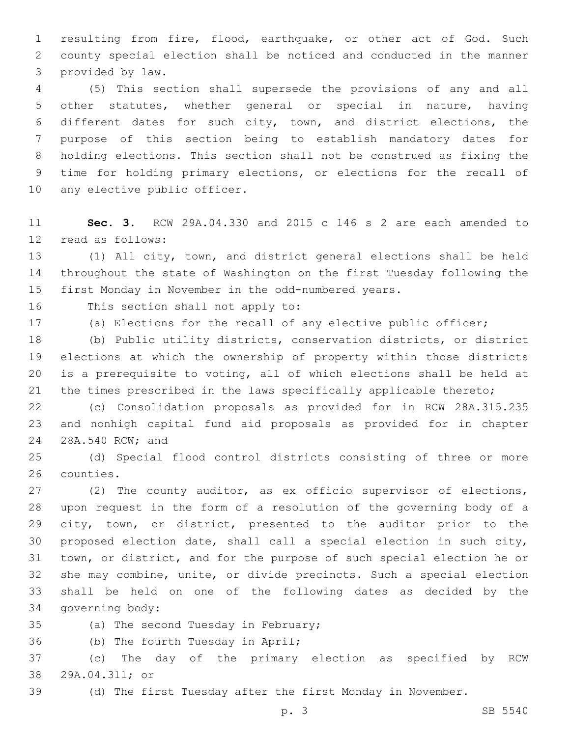resulting from fire, flood, earthquake, or other act of God. Such county special election shall be noticed and conducted in the manner provided by law.

(5) This section shall supersede the provisions of any and all other statutes, whether general or special in nature, having different dates for such city, town, and district elections, the purpose of this section being to establish mandatory dates for holding elections. This section shall not be construed as fixing the time for holding primary elections, or elections for the recall of any elective public officer.

**Sec. 3.** RCW 29A.04.330 and 2015 c 146 s 2 are each amended to read as follows:

(1) All city, town, and district general elections shall be held throughout the state of Washington on the first Tuesday following the first Monday in November in the odd-numbered years.

This section shall not apply to:

(a) Elections for the recall of any elective public officer;

(b) Public utility districts, conservation districts, or district elections at which the ownership of property within those districts is a prerequisite to voting, all of which elections shall be held at the times prescribed in the laws specifically applicable thereto;

(c) Consolidation proposals as provided for in RCW 28A.315.235 and nonhigh capital fund aid proposals as provided for in chapter 28A.540 RCW; and

(d) Special flood control districts consisting of three or more counties.

(2) The county auditor, as ex officio supervisor of elections, upon request in the form of a resolution of the governing body of a city, town, or district, presented to the auditor prior to the proposed election date, shall call a special election in such city, town, or district, and for the purpose of such special election he or she may combine, unite, or divide precincts. Such a special election shall be held on one of the following dates as decided by the governing body:

(a) The second Tuesday in February;

(b) The fourth Tuesday in April;

(c) The day of the primary election as specified by RCW 29A.04.311; or

(d) The first Tuesday after the first Monday in November.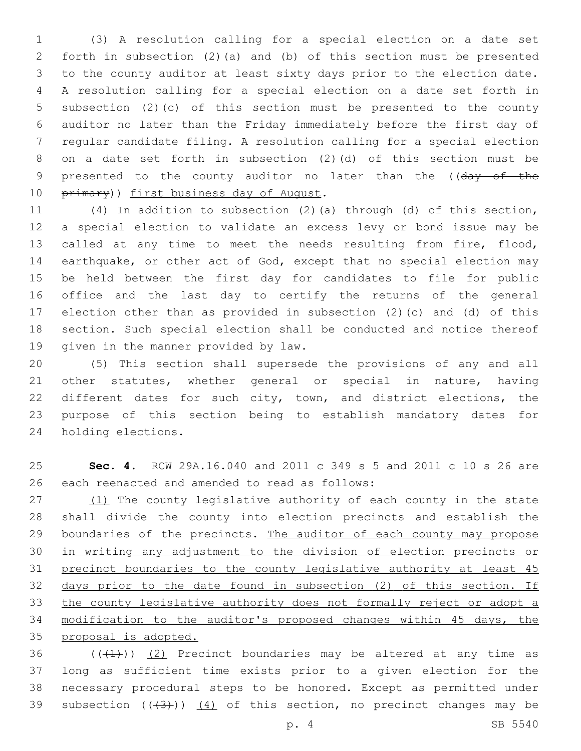(3) A resolution calling for a special election on a date set forth in subsection (2)(a) and (b) of this section must be presented to the county auditor at least sixty days prior to the election date. A resolution calling for a special election on a date set forth in subsection (2)(c) of this section must be presented to the county auditor no later than the Friday immediately before the first day of regular candidate filing. A resolution calling for a special election on a date set forth in subsection (2)(d) of this section must be presented to the county auditor no later than the ((~~day of the primary~~)) <u>first business day of August</u>.

(4) In addition to subsection (2)(a) through (d) of this section, a special election to validate an excess levy or bond issue may be called at any time to meet the needs resulting from fire, flood, earthquake, or other act of God, except that no special election may be held between the first day for candidates to file for public office and the last day to certify the returns of the general election other than as provided in subsection (2)(c) and (d) of this section. Such special election shall be conducted and notice thereof given in the manner provided by law.

(5) This section shall supersede the provisions of any and all other statutes, whether general or special in nature, having different dates for such city, town, and district elections, the purpose of this section being to establish mandatory dates for holding elections.

**Sec. 4.** RCW 29A.16.040 and 2011 c 349 s 5 and 2011 c 10 s 26 are each reenacted and amended to read as follows:

<u>(1)</u> The county legislative authority of each county in the state shall divide the county into election precincts and establish the boundaries of the precincts. <u>The auditor of each county may propose in writing any adjustment to the division of election precincts or precinct boundaries to the county legislative authority at least 45 days prior to the date found in subsection (2) of this section. If the county legislative authority does not formally reject or adopt a modification to the auditor's proposed changes within 45 days, the proposal is adopted.</u>

((~~(1)~~)) <u>(2)</u> Precinct boundaries may be altered at any time as long as sufficient time exists prior to a given election for the necessary procedural steps to be honored. Except as permitted under subsection ((~~(3)~~)) <u>(4)</u> of this section, no precinct changes may be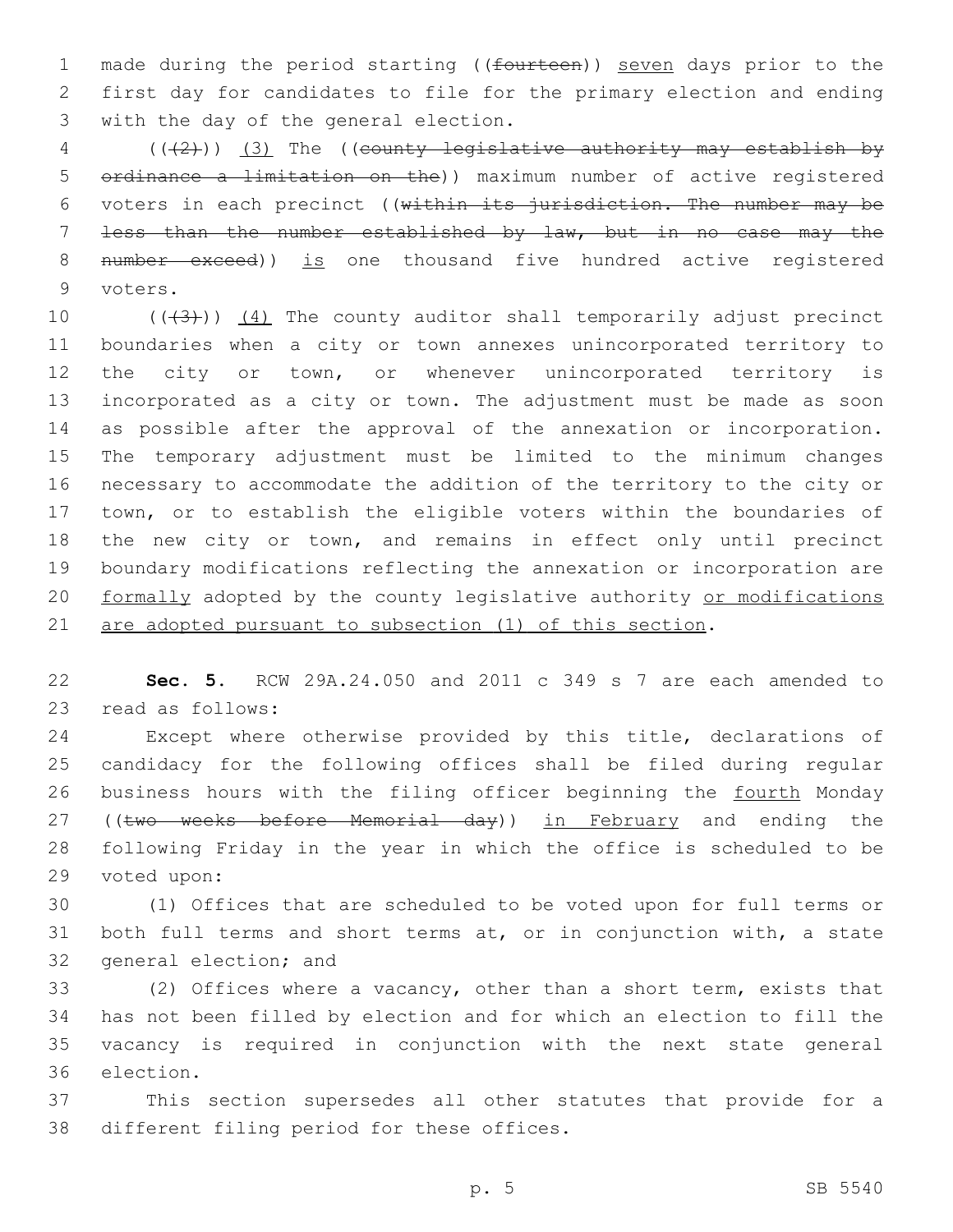made during the period starting ((~~fourteen~~)) seven days prior to the first day for candidates to file for the primary election and ending with the day of the general election.

((~~(2)~~)) (3) The ((~~county legislative authority may establish by ordinance a limitation on the~~)) maximum number of active registered voters in each precinct ((~~within its jurisdiction. The number may be less than the number established by law, but in no case may the number exceed~~)) is one thousand five hundred active registered voters.

((~~(3)~~)) (4) The county auditor shall temporarily adjust precinct boundaries when a city or town annexes unincorporated territory to the city or town, or whenever unincorporated territory is incorporated as a city or town. The adjustment must be made as soon as possible after the approval of the annexation or incorporation. The temporary adjustment must be limited to the minimum changes necessary to accommodate the addition of the territory to the city or town, or to establish the eligible voters within the boundaries of the new city or town, and remains in effect only until precinct boundary modifications reflecting the annexation or incorporation are formally adopted by the county legislative authority or modifications are adopted pursuant to subsection (1) of this section.

**Sec. 5.** RCW 29A.24.050 and 2011 c 349 s 7 are each amended to read as follows:

Except where otherwise provided by this title, declarations of candidacy for the following offices shall be filed during regular business hours with the filing officer beginning the fourth Monday ((~~two weeks before Memorial day~~)) in February and ending the following Friday in the year in which the office is scheduled to be voted upon:

(1) Offices that are scheduled to be voted upon for full terms or both full terms and short terms at, or in conjunction with, a state general election; and

(2) Offices where a vacancy, other than a short term, exists that has not been filled by election and for which an election to fill the vacancy is required in conjunction with the next state general election.

This section supersedes all other statutes that provide for a different filing period for these offices.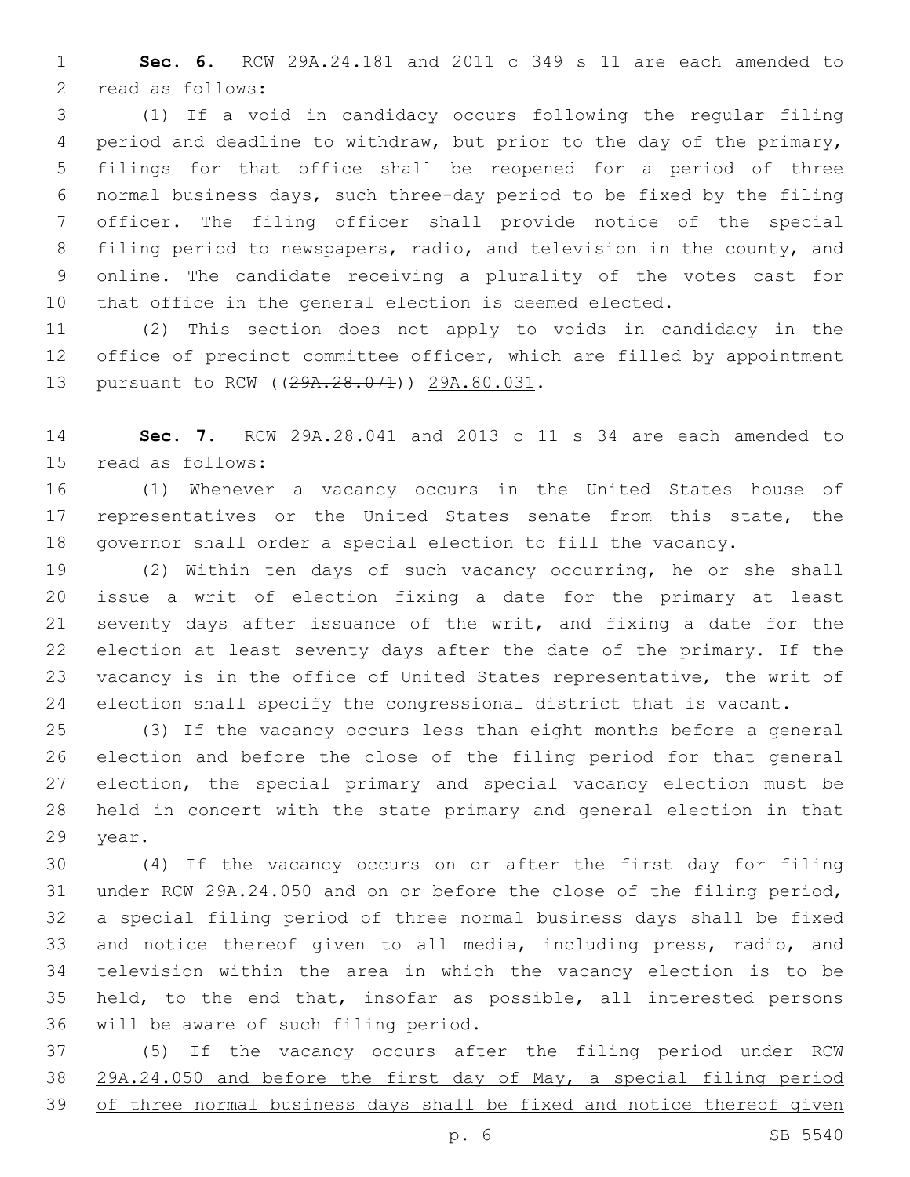**Sec. 6.** RCW 29A.24.181 and 2011 c 349 s 11 are each amended to read as follows:

(1) If a void in candidacy occurs following the regular filing period and deadline to withdraw, but prior to the day of the primary, filings for that office shall be reopened for a period of three normal business days, such three-day period to be fixed by the filing officer. The filing officer shall provide notice of the special filing period to newspapers, radio, and television in the county, and online. The candidate receiving a plurality of the votes cast for that office in the general election is deemed elected.

(2) This section does not apply to voids in candidacy in the office of precinct committee officer, which are filled by appointment pursuant to RCW ((~~29A.28.071~~)) <u>29A.80.031</u>.

**Sec. 7.** RCW 29A.28.041 and 2013 c 11 s 34 are each amended to read as follows:

(1) Whenever a vacancy occurs in the United States house of representatives or the United States senate from this state, the governor shall order a special election to fill the vacancy.

(2) Within ten days of such vacancy occurring, he or she shall issue a writ of election fixing a date for the primary at least seventy days after issuance of the writ, and fixing a date for the election at least seventy days after the date of the primary. If the vacancy is in the office of United States representative, the writ of election shall specify the congressional district that is vacant.

(3) If the vacancy occurs less than eight months before a general election and before the close of the filing period for that general election, the special primary and special vacancy election must be held in concert with the state primary and general election in that year.

(4) If the vacancy occurs on or after the first day for filing under RCW 29A.24.050 and on or before the close of the filing period, a special filing period of three normal business days shall be fixed and notice thereof given to all media, including press, radio, and television within the area in which the vacancy election is to be held, to the end that, insofar as possible, all interested persons will be aware of such filing period.

(5) <u>If the vacancy occurs after the filing period under RCW 29A.24.050 and before the first day of May, a special filing period of three normal business days shall be fixed and notice thereof given</u>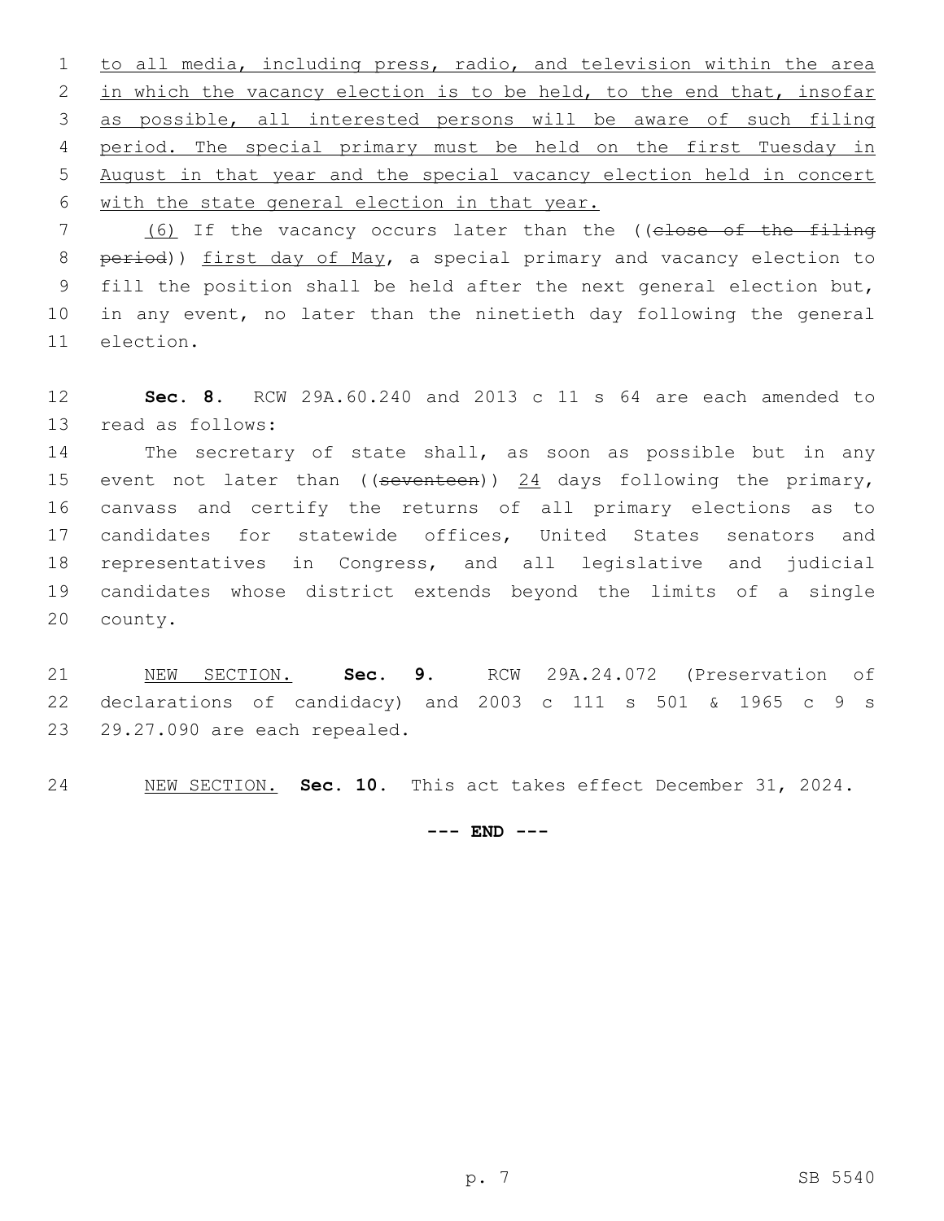to all media, including press, radio, and television within the area in which the vacancy election is to be held, to the end that, insofar as possible, all interested persons will be aware of such filing period. The special primary must be held on the first Tuesday in August in that year and the special vacancy election held in concert with the state general election in that year.

(6) If the vacancy occurs later than the ((~~close of the filing period~~)) first day of May, a special primary and vacancy election to fill the position shall be held after the next general election but, in any event, no later than the ninetieth day following the general election.

**Sec. 8.** RCW 29A.60.240 and 2013 c 11 s 64 are each amended to read as follows:

The secretary of state shall, as soon as possible but in any event not later than ((~~seventeen~~)) 24 days following the primary, canvass and certify the returns of all primary elections as to candidates for statewide offices, United States senators and representatives in Congress, and all legislative and judicial candidates whose district extends beyond the limits of a single county.

NEW SECTION. **Sec. 9.** RCW 29A.24.072 (Preservation of declarations of candidacy) and 2003 c 111 s 501 & 1965 c 9 s 29.27.090 are each repealed.

NEW SECTION. **Sec. 10.** This act takes effect December 31, 2024.

**--- END ---**